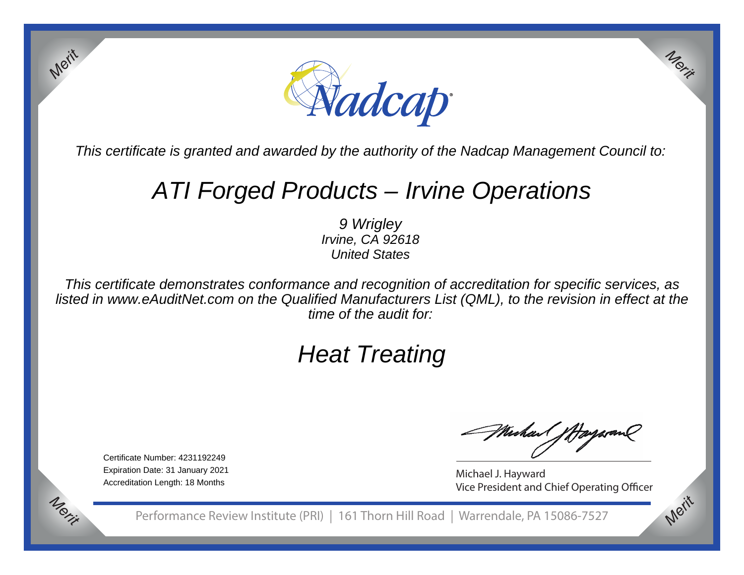Nadcap

*This certificate is granted and awarded by the authority of the Nadcap Management Council to:*

# *ATI Forged Products – Irvine Operations*

*9 Wrigley*
*Irvine, CA 92618*
*United States*

*This certificate demonstrates conformance and recognition of accreditation for specific services, as listed in www.eAuditNet.com on the Qualified Manufacturers List (QML), to the revision in effect at the time of the audit for:*

# *Heat Treating*

Certificate Number: 4231192249
Expiration Date: 31 January 2021
Accreditation Length: 18 Months

Michael J. Hayward
Vice President and Chief Operating Officer

Performance Review Institute (PRI) | 161 Thorn Hill Road | Warrendale, PA 15086-7527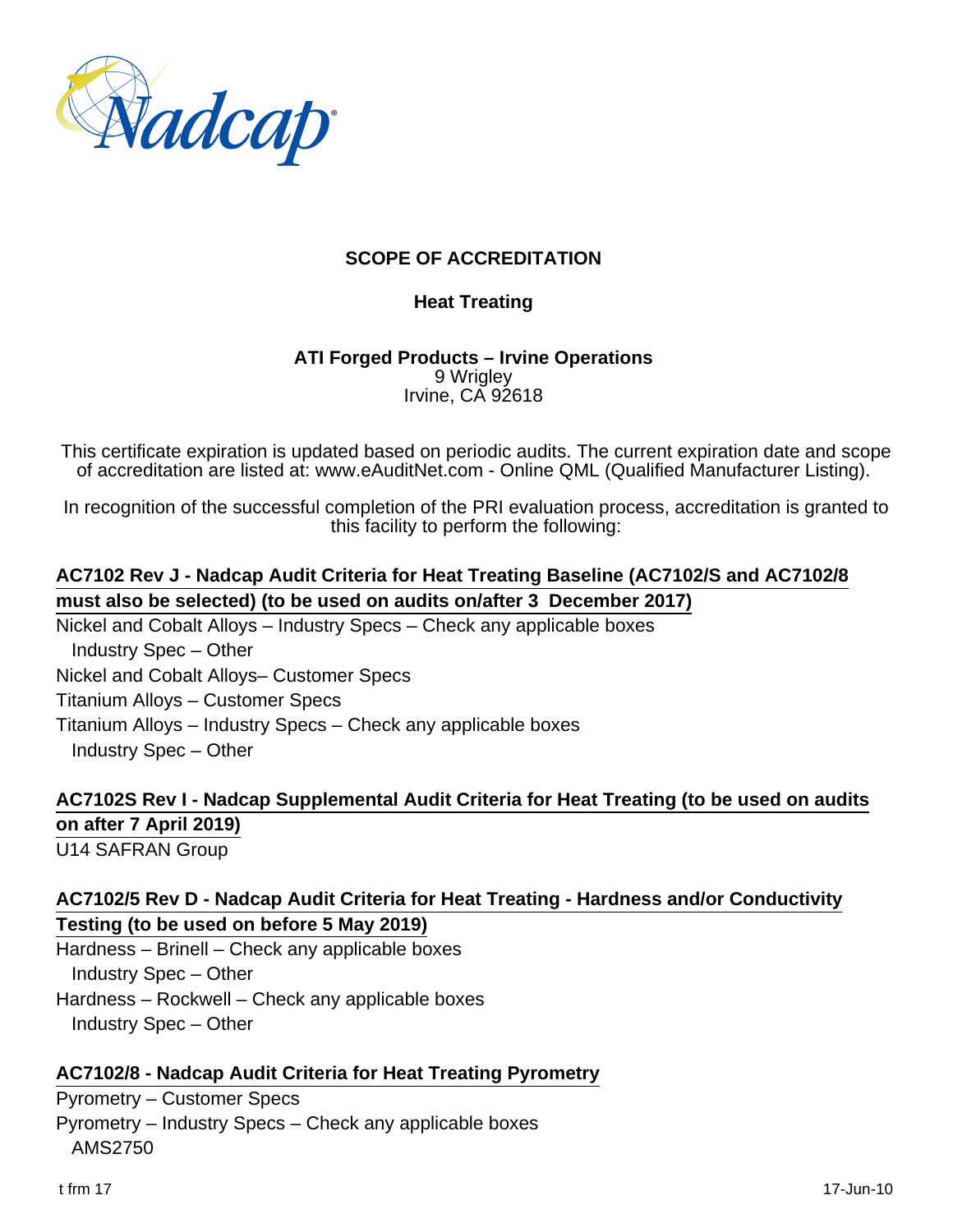# SCOPE OF ACCREDITATION

## Heat Treating

**ATI Forged Products – Irvine Operations**
9 Wrigley
Irvine, CA 92618

This certificate expiration is updated based on periodic audits. The current expiration date and scope of accreditation are listed at: www.eAuditNet.com - Online QML (Qualified Manufacturer Listing).

In recognition of the successful completion of the PRI evaluation process, accreditation is granted to this facility to perform the following:

**AC7102 Rev J - Nadcap Audit Criteria for Heat Treating Baseline (AC7102/S and AC7102/8 must also be selected) (to be used on audits on/after 3 December 2017)**

Nickel and Cobalt Alloys – Industry Specs – Check any applicable boxes
  Industry Spec – Other
Nickel and Cobalt Alloys– Customer Specs
Titanium Alloys – Customer Specs
Titanium Alloys – Industry Specs – Check any applicable boxes
  Industry Spec – Other

**AC7102S Rev I - Nadcap Supplemental Audit Criteria for Heat Treating (to be used on audits on after 7 April 2019)**

U14 SAFRAN Group

**AC7102/5 Rev D - Nadcap Audit Criteria for Heat Treating - Hardness and/or Conductivity Testing (to be used on before 5 May 2019)**

Hardness – Brinell – Check any applicable boxes
  Industry Spec – Other
Hardness – Rockwell – Check any applicable boxes
  Industry Spec – Other

**AC7102/8 - Nadcap Audit Criteria for Heat Treating Pyrometry**

Pyrometry – Customer Specs
Pyrometry – Industry Specs – Check any applicable boxes
  AMS2750